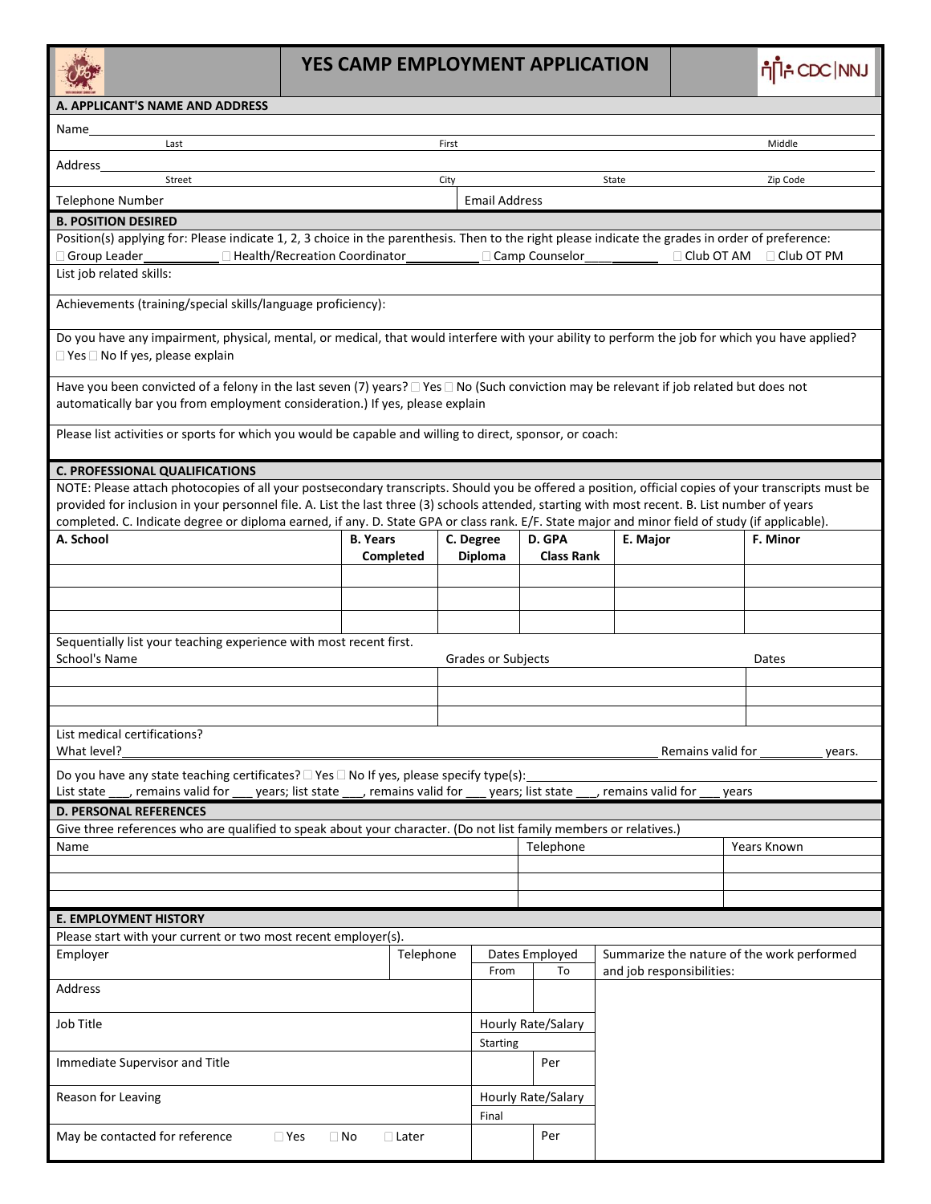# YES CAMP EMPLOYMENT APPLICATION

CDC|NNJ

## A. APPLICANT'S NAME AND ADDRESS

Name\_\_\_\_\_\_\_\_\_\_\_\_\_\_\_\_\_\_\_\_\_\_\_\_\_\_\_\_\_\_\_\_\_\_\_\_\_\_\_\_\_\_\_\_\_\_\_\_\_\_\_\_\_\_\_\_\_\_\_\_\_\_\_\_
Last　　First　　Middle

Address\_\_\_\_\_\_\_\_\_\_\_\_\_\_\_\_\_\_\_\_\_\_\_\_\_\_\_\_\_\_\_\_\_\_\_\_\_\_\_\_\_\_\_\_\_\_\_\_\_\_\_\_\_\_\_\_\_\_\_\_\_\_\_\_
Street　　City　　State　　Zip Code

Telephone Number　　Email Address

## B. POSITION DESIRED

Position(s) applying for: Please indicate 1, 2, 3 choice in the parenthesis. Then to the right please indicate the grades in order of preference:

☐ Group Leader\_\_\_\_\_\_\_\_\_\_ ☐ Health/Recreation Coordinator\_\_\_\_\_\_\_\_\_\_ ☐ Camp Counselor\_\_\_\_\_\_\_\_\_\_ ☐ Club OT AM ☐ Club OT PM

List job related skills:

Achievements (training/special skills/language proficiency):

Do you have any impairment, physical, mental, or medical, that would interfere with your ability to perform the job for which you have applied?
☐ Yes ☐ No If yes, please explain

Have you been convicted of a felony in the last seven (7) years? ☐ Yes ☐ No (Such conviction may be relevant if job related but does not automatically bar you from employment consideration.) If yes, please explain

Please list activities or sports for which you would be capable and willing to direct, sponsor, or coach:

## C. PROFESSIONAL QUALIFICATIONS

NOTE: Please attach photocopies of all your postsecondary transcripts. Should you be offered a position, official copies of your transcripts must be provided for inclusion in your personnel file. A. List the last three (3) schools attended, starting with most recent. B. List number of years completed. C. Indicate degree or diploma earned, if any. D. State GPA or class rank. E/F. State major and minor field of study (if applicable).

| A. School | B. Years Completed | C. Degree Diploma | D. GPA Class Rank | E. Major | F. Minor |
|---|---|---|---|---|---|
| | | | | | |
| | | | | | |
| | | | | | |

Sequentially list your teaching experience with most recent first.

| School's Name | Grades or Subjects | Dates |
|---|---|---|
| | | |
| | | |
| | | |

List medical certifications?
What level?\_\_\_\_\_\_\_\_\_\_\_\_\_\_\_\_\_\_\_\_\_\_\_\_\_\_\_\_\_\_\_\_\_\_\_\_\_\_\_\_ Remains valid for \_\_\_\_\_\_\_\_\_ years.

Do you have any state teaching certificates? ☐ Yes ☐ No If yes, please specify type(s):\_\_\_\_\_\_\_\_\_\_\_\_\_\_\_\_\_\_\_\_
List state \_\_\_, remains valid for \_\_\_ years; list state \_\_\_, remains valid for \_\_\_ years; list state \_\_\_, remains valid for \_\_\_ years

## D. PERSONAL REFERENCES

Give three references who are qualified to speak about your character. (Do not list family members or relatives.)

| Name | Telephone | Years Known |
|---|---|---|
| | | |
| | | |
| | | |

## E. EMPLOYMENT HISTORY

Please start with your current or two most recent employer(s).

| Employer | Telephone | Dates Employed From | Dates Employed To | Summarize the nature of the work performed and job responsibilities: |
|---|---|---|---|---|
| Address | | | | |
| Job Title | | Hourly Rate/Salary Starting | | |
| Immediate Supervisor and Title | | | Per | |
| Reason for Leaving | | Hourly Rate/Salary Final | | |
| May be contacted for reference ☐ Yes ☐ No ☐ Later | | | Per | |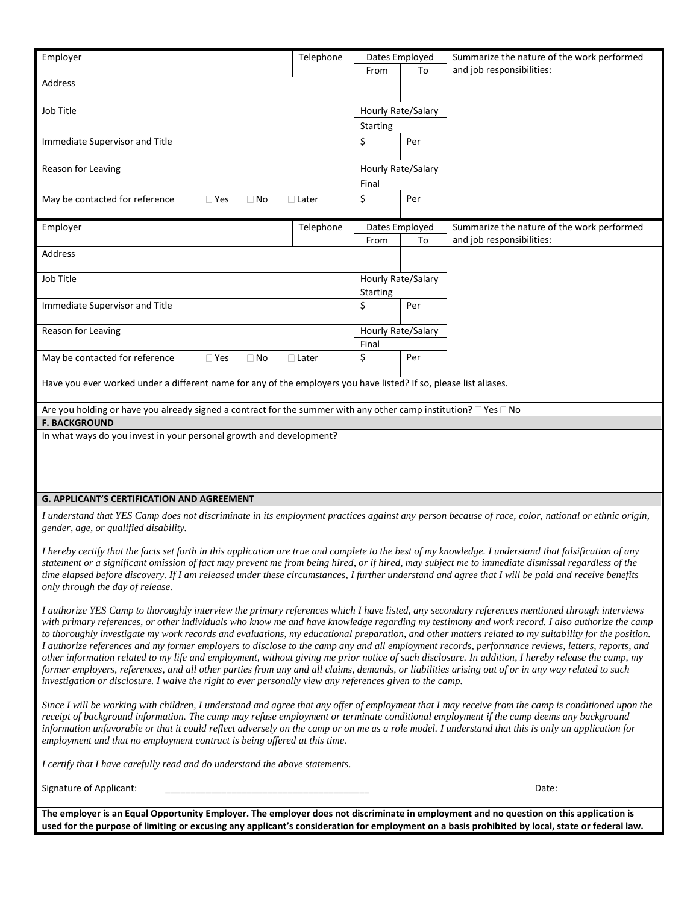| Employer | Telephone | Dates Employed | | Summarize the nature of the work performed and job responsibilities: |
|---|---|---|---|---|
| | | From | To | |
| Address | | | | |
| Job Title | | Hourly Rate/Salary | | |
| | | Starting | | |
| Immediate Supervisor and Title | | $ | Per | |
| Reason for Leaving | | Hourly Rate/Salary | | |
| | | Final | | |
| May be contacted for reference ☐ Yes ☐ No ☐ Later | | $ | Per | |

| Employer | Telephone | Dates Employed | | Summarize the nature of the work performed and job responsibilities: |
|---|---|---|---|---|
| | | From | To | |
| Address | | | | |
| Job Title | | Hourly Rate/Salary | | |
| | | Starting | | |
| Immediate Supervisor and Title | | $ | Per | |
| Reason for Leaving | | Hourly Rate/Salary | | |
| | | Final | | |
| May be contacted for reference ☐ Yes ☐ No ☐ Later | | $ | Per | |

Have you ever worked under a different name for any of the employers you have listed? If so, please list aliases.

Are you holding or have you already signed a contract for the summer with any other camp institution? ☐ Yes ☐ No

**F. BACKGROUND**

In what ways do you invest in your personal growth and development?

**G. APPLICANT'S CERTIFICATION AND AGREEMENT**

*I understand that YES Camp does not discriminate in its employment practices against any person because of race, color, national or ethnic origin, gender, age, or qualified disability.*

*I hereby certify that the facts set forth in this application are true and complete to the best of my knowledge. I understand that falsification of any statement or a significant omission of fact may prevent me from being hired, or if hired, may subject me to immediate dismissal regardless of the time elapsed before discovery. If I am released under these circumstances, I further understand and agree that I will be paid and receive benefits only through the day of release.*

*I authorize YES Camp to thoroughly interview the primary references which I have listed, any secondary references mentioned through interviews with primary references, or other individuals who know me and have knowledge regarding my testimony and work record. I also authorize the camp to thoroughly investigate my work records and evaluations, my educational preparation, and other matters related to my suitability for the position. I authorize references and my former employers to disclose to the camp any and all employment records, performance reviews, letters, reports, and other information related to my life and employment, without giving me prior notice of such disclosure. In addition, I hereby release the camp, my former employers, references, and all other parties from any and all claims, demands, or liabilities arising out of or in any way related to such investigation or disclosure. I waive the right to ever personally view any references given to the camp.*

*Since I will be working with children, I understand and agree that any offer of employment that I may receive from the camp is conditioned upon the receipt of background information. The camp may refuse employment or terminate conditional employment if the camp deems any background information unfavorable or that it could reflect adversely on the camp or on me as a role model. I understand that this is only an application for employment and that no employment contract is being offered at this time.*

*I certify that I have carefully read and do understand the above statements.*

Signature of Applicant:\_\_\_\_\_\_\_\_\_\_\_\_\_\_\_\_\_\_\_\_\_\_\_\_\_\_\_\_\_\_\_\_\_\_\_\_\_\_\_\_ Date:\_\_\_\_\_\_\_\_\_\_

**The employer is an Equal Opportunity Employer. The employer does not discriminate in employment and no question on this application is used for the purpose of limiting or excusing any applicant's consideration for employment on a basis prohibited by local, state or federal law.**